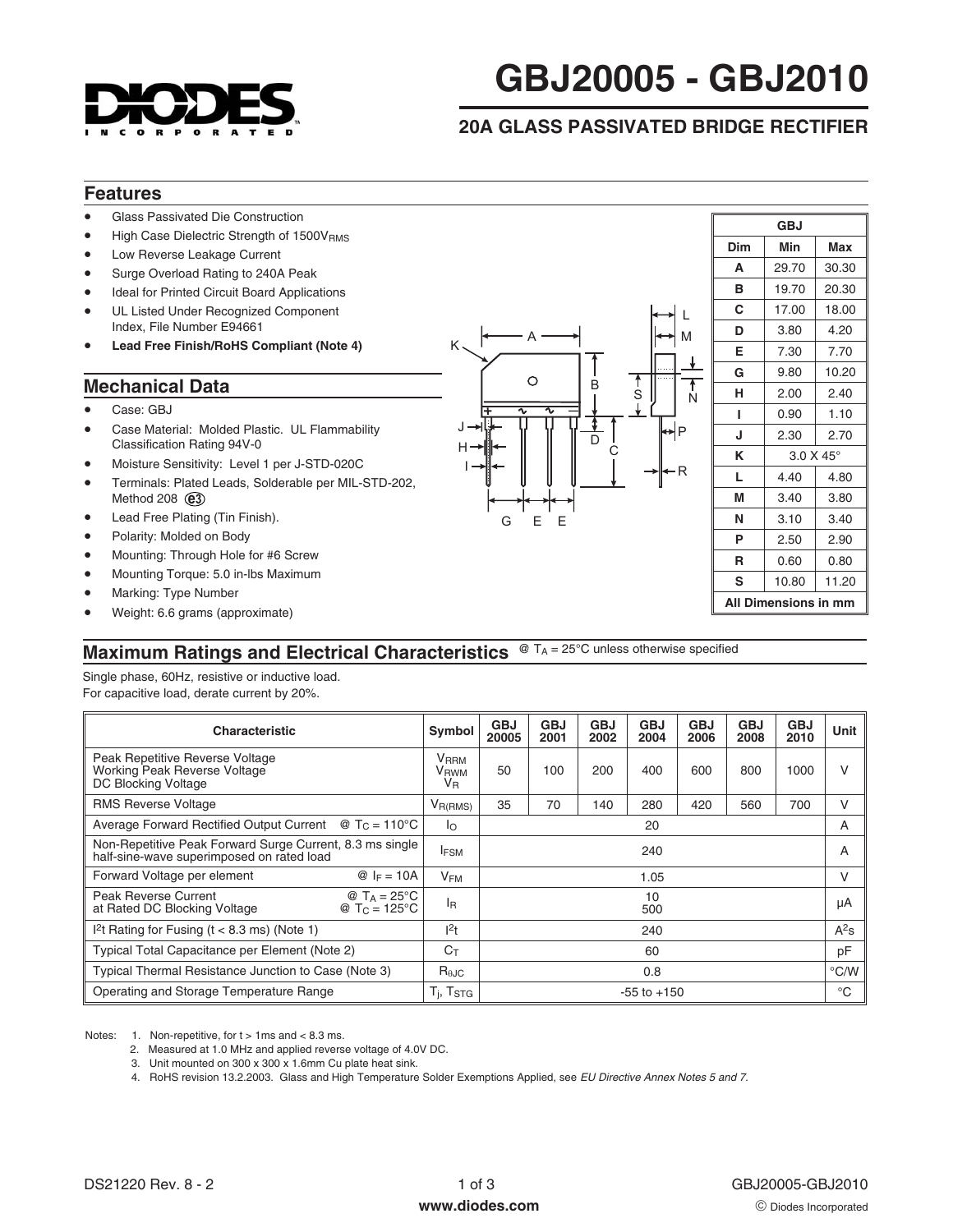# GBJ20005 - GBJ2010

## 20A GLASS PASSIVATED BRIDGE RECTIFIER

## Features

- Glass Passivated Die Construction
- High Case Dielectric Strength of 1500$V_{RMS}$
- Low Reverse Leakage Current
- Surge Overload Rating to 240A Peak
- Ideal for Printed Circuit Board Applications
- UL Listed Under Recognized Component Index, File Number E94661
- **Lead Free Finish/RoHS Compliant (Note 4)**

## Mechanical Data

- Case: GBJ
- Case Material: Molded Plastic. UL Flammability Classification Rating 94V-0
- Moisture Sensitivity: Level 1 per J-STD-020C
- Terminals: Plated Leads, Solderable per MIL-STD-202, Method 208 (e3)
- Lead Free Plating (Tin Finish).
- Polarity: Molded on Body
- Mounting: Through Hole for #6 Screw
- Mounting Torque: 5.0 in-lbs Maximum
- Marking: Type Number
- Weight: 6.6 grams (approximate)

| GBJ | | |
|---|---|---|
| **Dim** | **Min** | **Max** |
| **A** | 29.70 | 30.30 |
| **B** | 19.70 | 20.30 |
| **C** | 17.00 | 18.00 |
| **D** | 3.80 | 4.20 |
| **E** | 7.30 | 7.70 |
| **G** | 9.80 | 10.20 |
| **H** | 2.00 | 2.40 |
| **I** | 0.90 | 1.10 |
| **J** | 2.30 | 2.70 |
| **K** | 3.0 X 45° | |
| **L** | 4.40 | 4.80 |
| **M** | 3.40 | 3.80 |
| **N** | 3.10 | 3.40 |
| **P** | 2.50 | 2.90 |
| **R** | 0.60 | 0.80 |
| **S** | 10.80 | 11.20 |
| **All Dimensions in mm** | | |

## Maximum Ratings and Electrical Characteristics @ $T_A$ = 25°C unless otherwise specified

Single phase, 60Hz, resistive or inductive load.
For capacitive load, derate current by 20%.

| Characteristic | Symbol | GBJ 20005 | GBJ 2001 | GBJ 2002 | GBJ 2004 | GBJ 2006 | GBJ 2008 | GBJ 2010 | Unit |
|---|---|---|---|---|---|---|---|---|---|
| Peak Repetitive Reverse Voltage<br>Working Peak Reverse Voltage<br>DC Blocking Voltage | $V_{RRM}$<br>$V_{RWM}$<br>$V_R$ | 50 | 100 | 200 | 400 | 600 | 800 | 1000 | V |
| RMS Reverse Voltage | $V_{R(RMS)}$ | 35 | 70 | 140 | 280 | 420 | 560 | 700 | V |
| Average Forward Rectified Output Current @ $T_C$ = 110°C | $I_O$ | 20 | | | | | | | A |
| Non-Repetitive Peak Forward Surge Current, 8.3 ms single half-sine-wave superimposed on rated load | $I_{FSM}$ | 240 | | | | | | | A |
| Forward Voltage per element @ $I_F$ = 10A | $V_{FM}$ | 1.05 | | | | | | | V |
| Peak Reverse Current at Rated DC Blocking Voltage @ $T_A$ = 25°C<br>@ $T_C$ = 125°C | $I_R$ | 10<br>500 | | | | | | | µA |
| $I^2t$ Rating for Fusing (t < 8.3 ms) (Note 1) | $I^2t$ | 240 | | | | | | | $A^2s$ |
| Typical Total Capacitance per Element (Note 2) | $C_T$ | 60 | | | | | | | pF |
| Typical Thermal Resistance Junction to Case (Note 3) | $R_{\theta JC}$ | 0.8 | | | | | | | °C/W |
| Operating and Storage Temperature Range | $T_j$, $T_{STG}$ | -55 to +150 | | | | | | | °C |

Notes:
1. Non-repetitive, for t > 1ms and < 8.3 ms.
2. Measured at 1.0 MHz and applied reverse voltage of 4.0V DC.
3. Unit mounted on 300 x 300 x 1.6mm Cu plate heat sink.
4. RoHS revision 13.2.2003. Glass and High Temperature Solder Exemptions Applied, see *EU Directive Annex Notes 5 and 7.*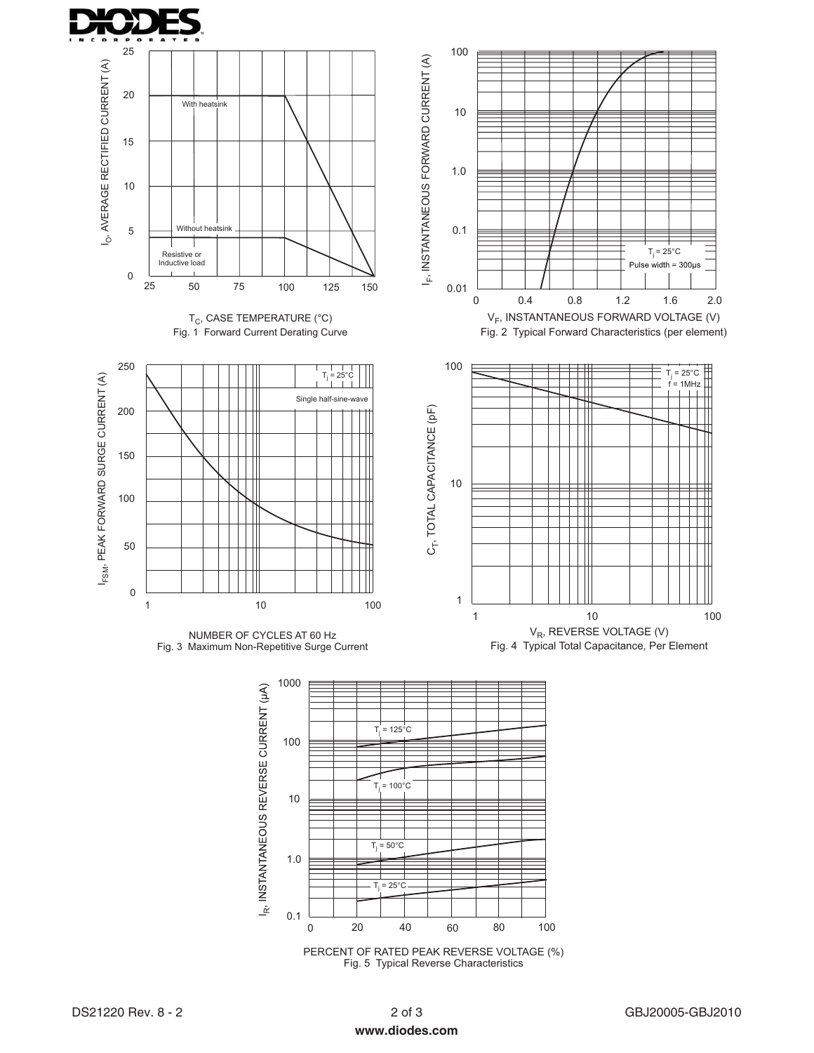Fig. 1 Forward Current Derating Curve

Fig. 2 Typical Forward Characteristics (per element)

Fig. 3 Maximum Non-Repetitive Surge Current

Fig. 4 Typical Total Capacitance, Per Element

Fig. 5 Typical Reverse Characteristics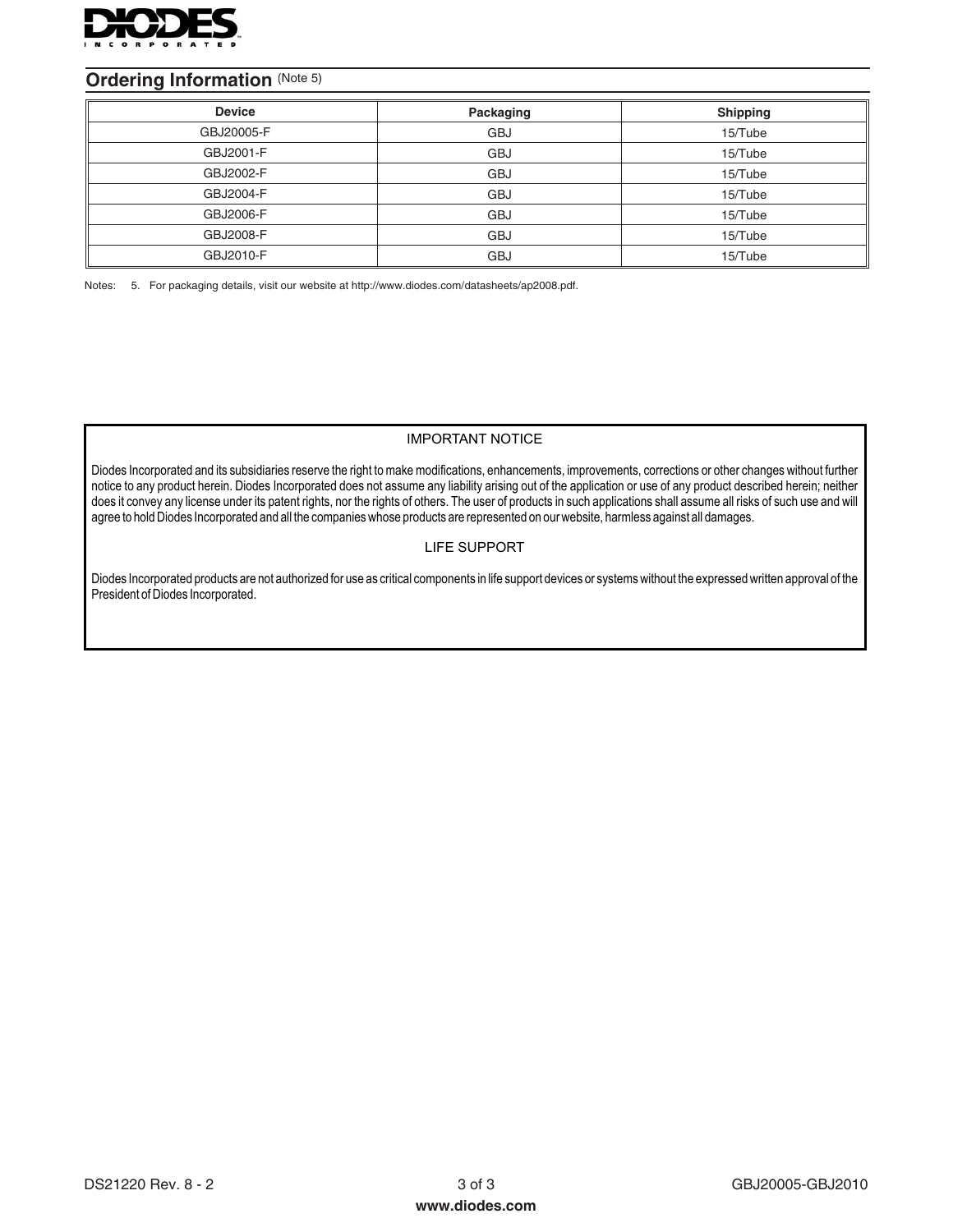## Ordering Information (Note 5)

| Device | Packaging | Shipping |
|---|---|---|
| GBJ20005-F | GBJ | 15/Tube |
| GBJ2001-F | GBJ | 15/Tube |
| GBJ2002-F | GBJ | 15/Tube |
| GBJ2004-F | GBJ | 15/Tube |
| GBJ2006-F | GBJ | 15/Tube |
| GBJ2008-F | GBJ | 15/Tube |
| GBJ2010-F | GBJ | 15/Tube |

Notes: 5. For packaging details, visit our website at http://www.diodes.com/datasheets/ap2008.pdf.

IMPORTANT NOTICE

Diodes Incorporated and its subsidiaries reserve the right to make modifications, enhancements, improvements, corrections or other changes without further notice to any product herein. Diodes Incorporated does not assume any liability arising out of the application or use of any product described herein; neither does it convey any license under its patent rights, nor the rights of others. The user of products in such applications shall assume all risks of such use and will agree to hold Diodes Incorporated and all the companies whose products are represented on our website, harmless against all damages.

LIFE SUPPORT

Diodes Incorporated products are not authorized for use as critical components in life support devices or systems without the expressed written approval of the President of Diodes Incorporated.